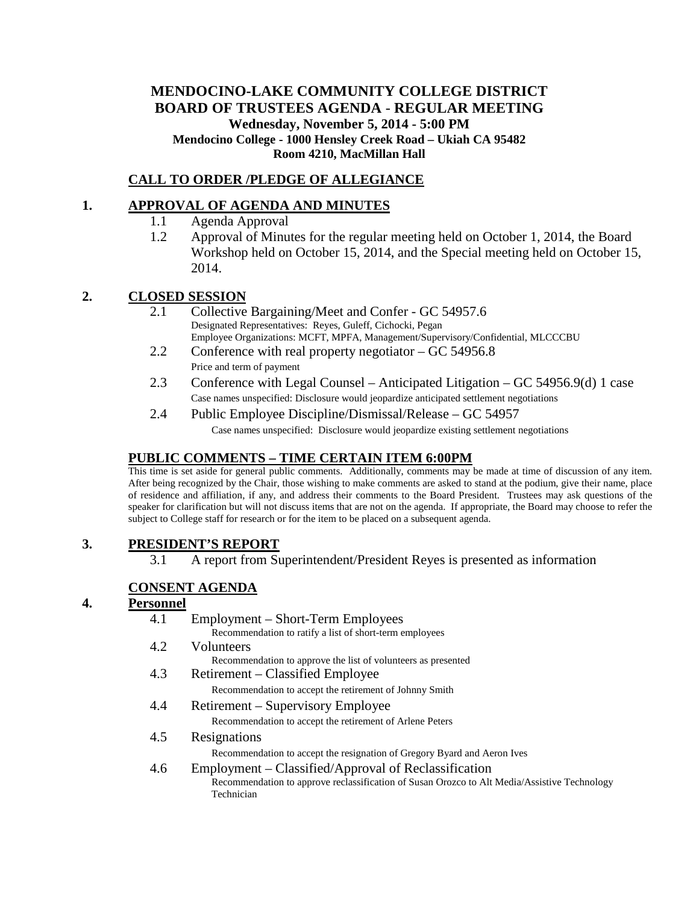# MENDOCINO-LAKE COMMUNITY COLLEGE DISTRICT
# BOARD OF TRUSTEES AGENDA - REGULAR MEETING

**Wednesday, November 5, 2014 - 5:00 PM**
**Mendocino College - 1000 Hensley Creek Road – Ukiah CA 95482**
**Room 4210, MacMillan Hall**

## CALL TO ORDER /PLEDGE OF ALLEGIANCE

## 1. APPROVAL OF AGENDA AND MINUTES

- 1.1 Agenda Approval
- 1.2 Approval of Minutes for the regular meeting held on October 1, 2014, the Board Workshop held on October 15, 2014, and the Special meeting held on October 15, 2014.

## 2. CLOSED SESSION

- 2.1 Collective Bargaining/Meet and Confer - GC 54957.6
  Designated Representatives: Reyes, Guleff, Cichocki, Pegan
  Employee Organizations: MCFT, MPFA, Management/Supervisory/Confidential, MLCCCBU
- 2.2 Conference with real property negotiator – GC 54956.8
  Price and term of payment
- 2.3 Conference with Legal Counsel – Anticipated Litigation – GC 54956.9(d) 1 case
  Case names unspecified: Disclosure would jeopardize anticipated settlement negotiations
- 2.4 Public Employee Discipline/Dismissal/Release – GC 54957
  Case names unspecified: Disclosure would jeopardize existing settlement negotiations

## PUBLIC COMMENTS – TIME CERTAIN ITEM 6:00PM

This time is set aside for general public comments. Additionally, comments may be made at time of discussion of any item. After being recognized by the Chair, those wishing to make comments are asked to stand at the podium, give their name, place of residence and affiliation, if any, and address their comments to the Board President. Trustees may ask questions of the speaker for clarification but will not discuss items that are not on the agenda. If appropriate, the Board may choose to refer the subject to College staff for research or for the item to be placed on a subsequent agenda.

## 3. PRESIDENT'S REPORT

- 3.1 A report from Superintendent/President Reyes is presented as information

## CONSENT AGENDA

## 4. Personnel

- 4.1 Employment – Short-Term Employees
  Recommendation to ratify a list of short-term employees
- 4.2 Volunteers
  Recommendation to approve the list of volunteers as presented
- 4.3 Retirement – Classified Employee
  Recommendation to accept the retirement of Johnny Smith
- 4.4 Retirement – Supervisory Employee
  Recommendation to accept the retirement of Arlene Peters
- 4.5 Resignations
  Recommendation to accept the resignation of Gregory Byard and Aeron Ives
- 4.6 Employment – Classified/Approval of Reclassification
  Recommendation to approve reclassification of Susan Orozco to Alt Media/Assistive Technology Technician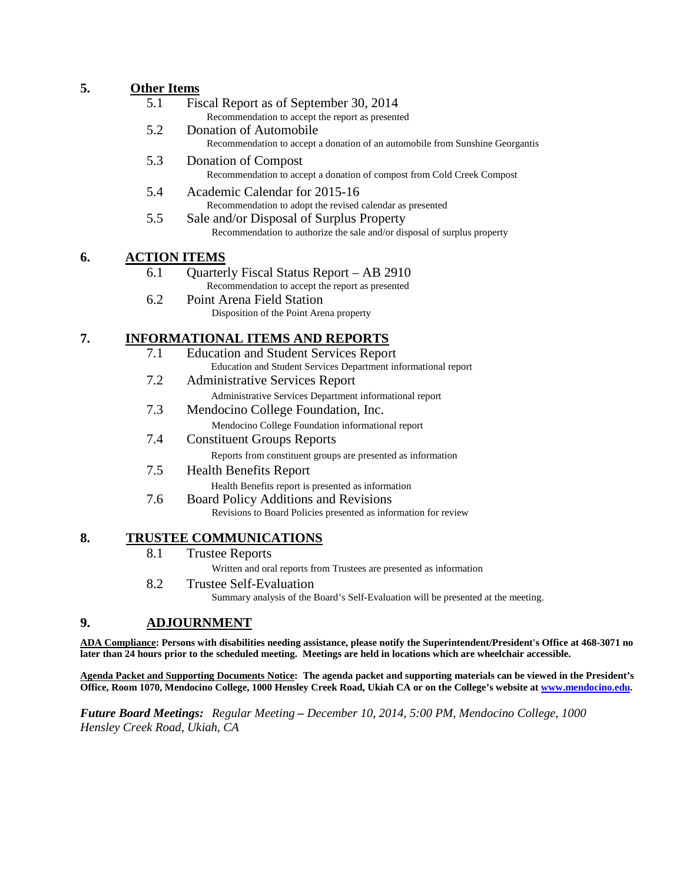## 5. Other Items

- 5.1 Fiscal Report as of September 30, 2014
  - Recommendation to accept the report as presented
- 5.2 Donation of Automobile
  - Recommendation to accept a donation of an automobile from Sunshine Georgantis
- 5.3 Donation of Compost
  - Recommendation to accept a donation of compost from Cold Creek Compost
- 5.4 Academic Calendar for 2015-16
  - Recommendation to adopt the revised calendar as presented
- 5.5 Sale and/or Disposal of Surplus Property
  - Recommendation to authorize the sale and/or disposal of surplus property

## 6. ACTION ITEMS

- 6.1 Quarterly Fiscal Status Report – AB 2910
  - Recommendation to accept the report as presented
- 6.2 Point Arena Field Station
  - Disposition of the Point Arena property

## 7. INFORMATIONAL ITEMS AND REPORTS

- 7.1 Education and Student Services Report
  - Education and Student Services Department informational report
- 7.2 Administrative Services Report
  - Administrative Services Department informational report
- 7.3 Mendocino College Foundation, Inc.
  - Mendocino College Foundation informational report
- 7.4 Constituent Groups Reports
  - Reports from constituent groups are presented as information
- 7.5 Health Benefits Report
  - Health Benefits report is presented as information
- 7.6 Board Policy Additions and Revisions
  - Revisions to Board Policies presented as information for review

## 8. TRUSTEE COMMUNICATIONS

- 8.1 Trustee Reports
  - Written and oral reports from Trustees are presented as information
- 8.2 Trustee Self-Evaluation
  - Summary analysis of the Board's Self-Evaluation will be presented at the meeting.

## 9. ADJOURNMENT

**ADA Compliance: Persons with disabilities needing assistance, please notify the Superintendent/President's Office at 468-3071 no later than 24 hours prior to the scheduled meeting. Meetings are held in locations which are wheelchair accessible.**

**Agenda Packet and Supporting Documents Notice: The agenda packet and supporting materials can be viewed in the President's Office, Room 1070, Mendocino College, 1000 Hensley Creek Road, Ukiah CA or on the College's website at www.mendocino.edu.**

***Future Board Meetings:*** *Regular Meeting – December 10, 2014, 5:00 PM, Mendocino College, 1000 Hensley Creek Road, Ukiah, CA*